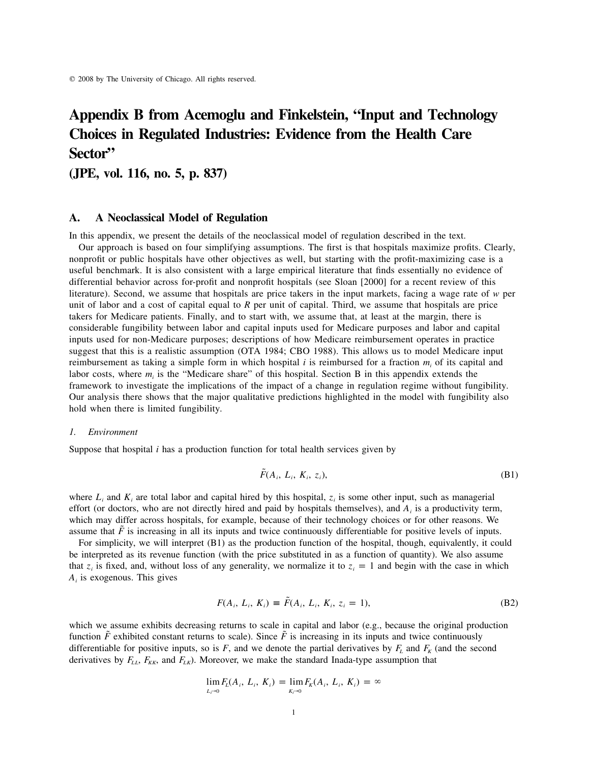© 2008 by The University of Chicago. All rights reserved.

# Appendix B from Acemoglu and Finkelstein, "Input and Technology Choices in Regulated Industries: Evidence from the Health Care Sector"

## (JPE, vol. 116, no. 5, p. 837)

## A. A Neoclassical Model of Regulation

In this appendix, we present the details of the neoclassical model of regulation described in the text.

Our approach is based on four simplifying assumptions. The first is that hospitals maximize profits. Clearly, nonprofit or public hospitals have other objectives as well, but starting with the profit-maximizing case is a useful benchmark. It is also consistent with a large empirical literature that finds essentially no evidence of differential behavior across for-profit and nonprofit hospitals (see Sloan [2000] for a recent review of this literature). Second, we assume that hospitals are price takers in the input markets, facing a wage rate of $w$ per unit of labor and a cost of capital equal to $R$ per unit of capital. Third, we assume that hospitals are price takers for Medicare patients. Finally, and to start with, we assume that, at least at the margin, there is considerable fungibility between labor and capital inputs used for Medicare purposes and labor and capital inputs used for non-Medicare purposes; descriptions of how Medicare reimbursement operates in practice suggest that this is a realistic assumption (OTA 1984; CBO 1988). This allows us to model Medicare input reimbursement as taking a simple form in which hospital $i$ is reimbursed for a fraction $m_i$ of its capital and labor costs, where $m_i$ is the "Medicare share" of this hospital. Section B in this appendix extends the framework to investigate the implications of the impact of a change in regulation regime without fungibility. Our analysis there shows that the major qualitative predictions highlighted in the model with fungibility also hold when there is limited fungibility.

### *1. Environment*

Suppose that hospital $i$ has a production function for total health services given by

$$\tilde{F}(A_i, L_i, K_i, z_i), \tag{B1}$$

where $L_i$ and $K_i$ are total labor and capital hired by this hospital, $z_i$ is some other input, such as managerial effort (or doctors, who are not directly hired and paid by hospitals themselves), and $A_i$ is a productivity term, which may differ across hospitals, for example, because of their technology choices or for other reasons. We assume that $\tilde{F}$ is increasing in all its inputs and twice continuously differentiable for positive levels of inputs.

For simplicity, we will interpret (B1) as the production function of the hospital, though, equivalently, it could be interpreted as its revenue function (with the price substituted in as a function of quantity). We also assume that $z_i$ is fixed, and, without loss of any generality, we normalize it to $z_i = 1$ and begin with the case in which $A_i$ is exogenous. This gives

$$F(A_i, L_i, K_i) \equiv \tilde{F}(A_i, L_i, K_i, z_i = 1), \tag{B2}$$

which we assume exhibits decreasing returns to scale in capital and labor (e.g., because the original production function $\tilde{F}$ exhibited constant returns to scale). Since $\tilde{F}$ is increasing in its inputs and twice continuously differentiable for positive inputs, so is $F$, and we denote the partial derivatives by $F_L$ and $F_K$ (and the second derivatives by $F_{LL}$, $F_{KK}$, and $F_{LK}$). Moreover, we make the standard Inada-type assumption that

$$\lim_{L_i \to 0} F_L(A_i, L_i, K_i) = \lim_{K_i \to 0} F_K(A_i, L_i, K_i) = \infty$$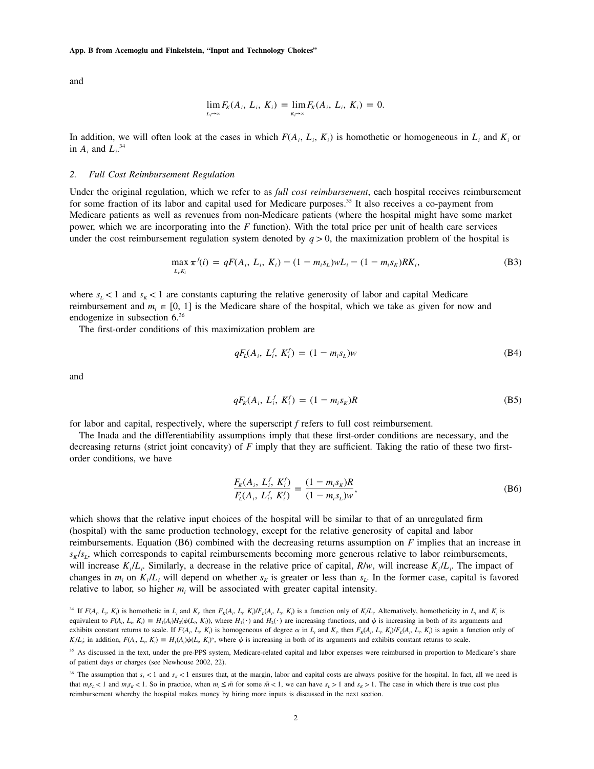and

$$\lim_{L_i \to \infty} F_K(A_i, L_i, K_i) = \lim_{K_i \to \infty} F_K(A_i, L_i, K_i) = 0.$$

In addition, we will often look at the cases in which $F(A_i, L_i, K_i)$ is homothetic or homogeneous in $L_i$ and $K_i$ or in $A_i$ and $L_i$.[34]

### 2. *Full Cost Reimbursement Regulation*

Under the original regulation, which we refer to as *full cost reimbursement*, each hospital receives reimbursement for some fraction of its labor and capital used for Medicare purposes.[35] It also receives a co-payment from Medicare patients as well as revenues from non-Medicare patients (where the hospital might have some market power, which we are incorporating into the $F$ function). With the total price per unit of health care services under the cost reimbursement regulation system denoted by $q > 0$, the maximization problem of the hospital is

$$\max_{L_i, K_i} \pi^f(i) = qF(A_i, L_i, K_i) - (1 - m_i s_L)wL_i - (1 - m_i s_K)RK_i, \tag{B3}$$

where $s_L < 1$ and $s_K < 1$ are constants capturing the relative generosity of labor and capital Medicare reimbursement and $m_i \in [0, 1]$ is the Medicare share of the hospital, which we take as given for now and endogenize in subsection 6.[36]

The first-order conditions of this maximization problem are

$$qF_L(A_i, L_i^f, K_i^f) = (1 - m_i s_L)w \tag{B4}$$

and

$$qF_K(A_i, L_i^f, K_i^f) = (1 - m_i s_K)R \tag{B5}$$

for labor and capital, respectively, where the superscript $f$ refers to full cost reimbursement.

The Inada and the differentiability assumptions imply that these first-order conditions are necessary, and the decreasing returns (strict joint concavity) of $F$ imply that they are sufficient. Taking the ratio of these two first-order conditions, we have

$$\frac{F_K(A_i, L_i^f, K_i^f)}{F_L(A_i, L_i^f, K_i^f)} = \frac{(1 - m_i s_K)R}{(1 - m_i s_L)w}, \tag{B6}$$

which shows that the relative input choices of the hospital will be similar to that of an unregulated firm (hospital) with the same production technology, except for the relative generosity of capital and labor reimbursements. Equation (B6) combined with the decreasing returns assumption on $F$ implies that an increase in $s_K/s_L$, which corresponds to capital reimbursements becoming more generous relative to labor reimbursements, will increase $K_i/L_i$. Similarly, a decrease in the relative price of capital, $R/w$, will increase $K_i/L_i$. The impact of changes in $m_i$ on $K_i/L_i$ will depend on whether $s_K$ is greater or less than $s_L$. In the former case, capital is favored relative to labor, so higher $m_i$ will be associated with greater capital intensity.

[34] If $F(A_i, L_i, K_i)$ is homothetic in $L_i$ and $K_i$, then $F_K(A_i, L_i, K_i)/F_L(A_i, L_i, K_i)$ is a function only of $K_i/L_i$. Alternatively, homotheticity in $L_i$ and $K_i$ is equivalent to $F(A_i, L_i, K_i) \equiv H_1(A_i)H_2(\phi(L_i, K_i))$, where $H_1(\cdot)$ and $H_2(\cdot)$ are increasing functions, and $\phi$ is increasing in both of its arguments and exhibits constant returns to scale. If $F(A_i, L_i, K_i)$ is homogeneous of degree $\alpha$ in $L_i$ and $K_i$, then $F_K(A_i, L_i, K_i)/F_L(A_i, L_i, K_i)$ is again a function only of $K_i/L_i$; in addition, $F(A_i, L_i, K_i) \equiv H_1(A_i)\phi(L_i, K_i)^{\alpha}$, where $\phi$ is increasing in both of its arguments and exhibits constant returns to scale.

[35] As discussed in the text, under the pre-PPS system, Medicare-related capital and labor expenses were reimbursed in proportion to Medicare's share of patient days or charges (see Newhouse 2002, 22).

[36] The assumption that $s_L < 1$ and $s_K < 1$ ensures that, at the margin, labor and capital costs are always positive for the hospital. In fact, all we need is that $m_i s_L < 1$ and $m_i s_K < 1$. So in practice, when $m_i \leq \bar{m}$ for some $\bar{m} < 1$, we can have $s_L > 1$ and $s_K > 1$. The case in which there is true cost plus reimbursement whereby the hospital makes money by hiring more inputs is discussed in the next section.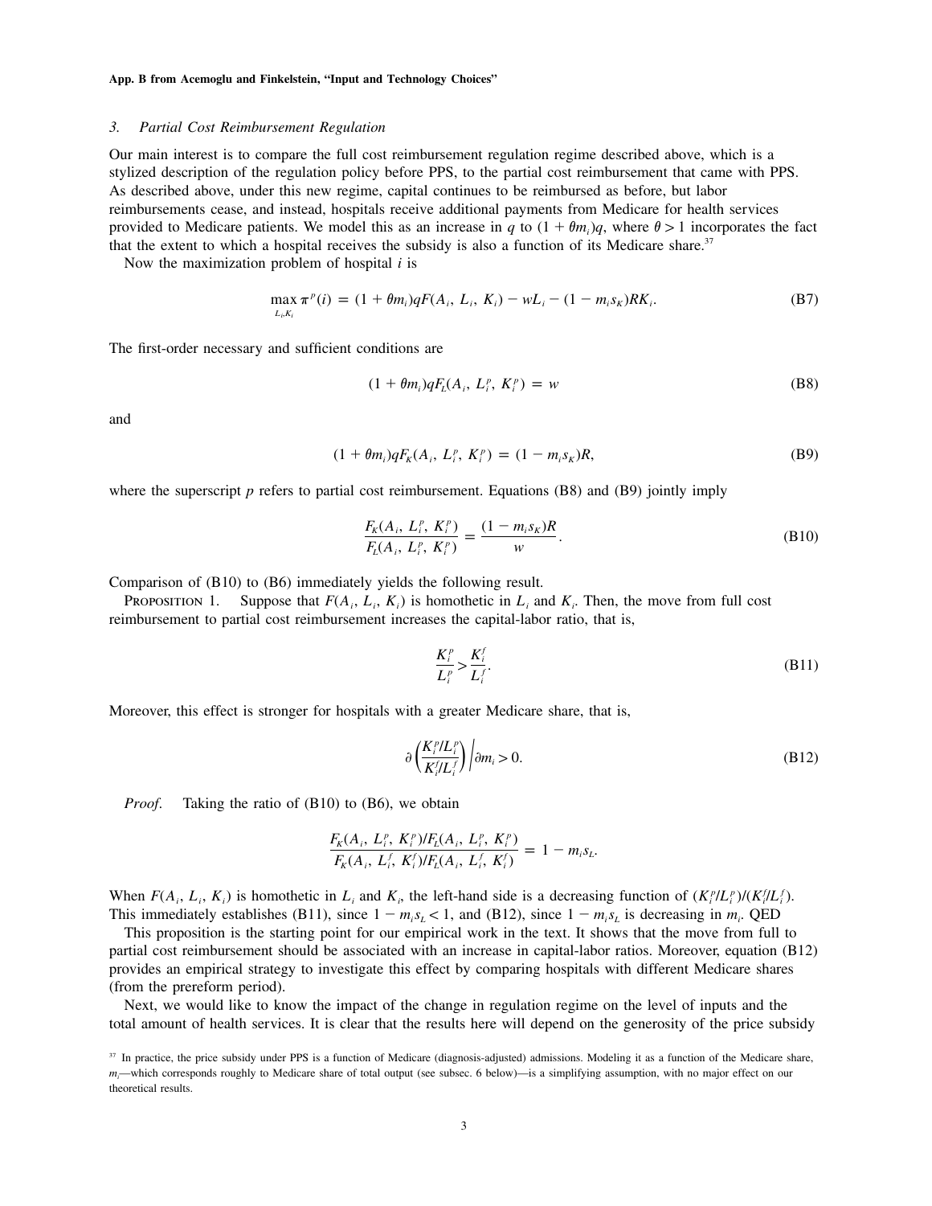### 3. Partial Cost Reimbursement Regulation

Our main interest is to compare the full cost reimbursement regulation regime described above, which is a stylized description of the regulation policy before PPS, to the partial cost reimbursement that came with PPS. As described above, under this new regime, capital continues to be reimbursed as before, but labor reimbursements cease, and instead, hospitals receive additional payments from Medicare for health services provided to Medicare patients. We model this as an increase in $q$ to $(1 + \theta m_i)q$, where $\theta > 1$ incorporates the fact that the extent to which a hospital receives the subsidy is also a function of its Medicare share.[37]

Now the maximization problem of hospital $i$ is

$$\max_{L_i, K_i} \pi^p(i) = (1 + \theta m_i)qF(A_i, L_i, K_i) - wL_i - (1 - m_i s_K)RK_i. \tag{B7}$$

The first-order necessary and sufficient conditions are

$$(1 + \theta m_i)qF_L(A_i, L_i^p, K_i^p) = w \tag{B8}$$

and

$$(1 + \theta m_i)qF_K(A_i, L_i^p, K_i^p) = (1 - m_i s_K)R, \tag{B9}$$

where the superscript $p$ refers to partial cost reimbursement. Equations (B8) and (B9) jointly imply

$$\frac{F_K(A_i, L_i^p, K_i^p)}{F_L(A_i, L_i^p, K_i^p)} = \frac{(1 - m_i s_K)R}{w}. \tag{B10}$$

Comparison of (B10) to (B6) immediately yields the following result.

Proposition 1. Suppose that $F(A_i, L_i, K_i)$ is homothetic in $L_i$ and $K_i$. Then, the move from full cost reimbursement to partial cost reimbursement increases the capital-labor ratio, that is,

$$\frac{K_i^p}{L_i^p} > \frac{K_i^f}{L_i^f}. \tag{B11}$$

Moreover, this effect is stronger for hospitals with a greater Medicare share, that is,

$$\partial\left(\frac{K_i^p/L_i^p}{K_i^f/L_i^f}\right)\Big/\partial m_i > 0. \tag{B12}$$

*Proof.* Taking the ratio of (B10) to (B6), we obtain

$$\frac{F_K(A_i, L_i^p, K_i^p)/F_L(A_i, L_i^p, K_i^p)}{F_K(A_i, L_i^f, K_i^f)/F_L(A_i, L_i^f, K_i^f)} = 1 - m_i s_L.$$

When $F(A_i, L_i, K_i)$ is homothetic in $L_i$ and $K_i$, the left-hand side is a decreasing function of $(K_i^p/L_i^p)/(K_i^f/L_i^f)$. This immediately establishes (B11), since $1 - m_i s_L < 1$, and (B12), since $1 - m_i s_L$ is decreasing in $m_i$. QED

This proposition is the starting point for our empirical work in the text. It shows that the move from full to partial cost reimbursement should be associated with an increase in capital-labor ratios. Moreover, equation (B12) provides an empirical strategy to investigate this effect by comparing hospitals with different Medicare shares (from the prereform period).

Next, we would like to know the impact of the change in regulation regime on the level of inputs and the total amount of health services. It is clear that the results here will depend on the generosity of the price subsidy

[37] In practice, the price subsidy under PPS is a function of Medicare (diagnosis-adjusted) admissions. Modeling it as a function of the Medicare share, $m_i$—which corresponds roughly to Medicare share of total output (see subsec. 6 below)—is a simplifying assumption, with no major effect on our theoretical results.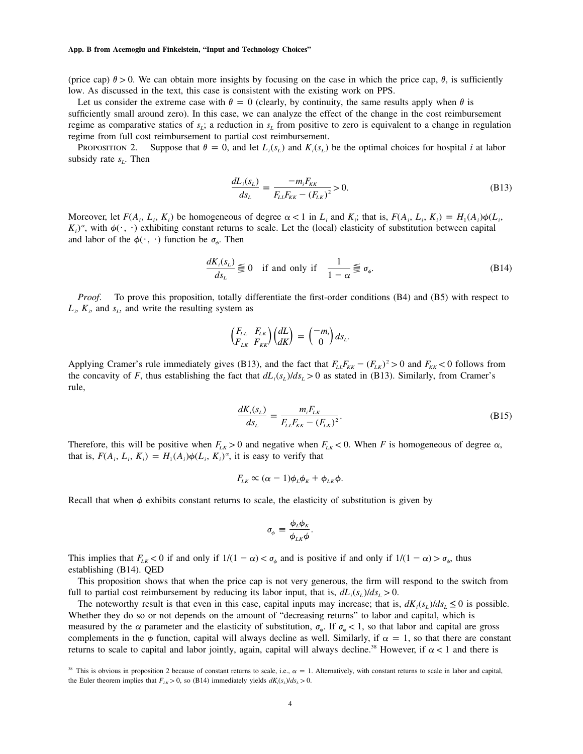(price cap) $\theta > 0$. We can obtain more insights by focusing on the case in which the price cap, $\theta$, is sufficiently low. As discussed in the text, this case is consistent with the existing work on PPS.

Let us consider the extreme case with $\theta = 0$ (clearly, by continuity, the same results apply when $\theta$ is sufficiently small around zero). In this case, we can analyze the effect of the change in the cost reimbursement regime as comparative statics of $s_L$; a reduction in $s_L$ from positive to zero is equivalent to a change in regulation regime from full cost reimbursement to partial cost reimbursement.

Proposition 2. Suppose that $\theta = 0$, and let $L_i(s_L)$ and $K_i(s_L)$ be the optimal choices for hospital $i$ at labor subsidy rate $s_L$. Then

$$\frac{dL_i(s_L)}{ds_L} = \frac{-m_i F_{KK}}{F_{LL}F_{KK} - (F_{LK})^2} > 0. \tag{B13}$$

Moreover, let $F(A_i, L_i, K_i)$ be homogeneous of degree $\alpha < 1$ in $L_i$ and $K_i$; that is, $F(A_i, L_i, K_i) = H_1(A_i)\phi(L_i, K_i)^\alpha$, with $\phi(\cdot, \cdot)$ exhibiting constant returns to scale. Let the (local) elasticity of substitution between capital and labor of the $\phi(\cdot, \cdot)$ function be $\sigma_\phi$. Then

$$\frac{dK_i(s_L)}{ds_L} \lesseqqgtr 0 \quad \text{if and only if} \quad \frac{1}{1-\alpha} \lesseqqgtr \sigma_\phi. \tag{B14}$$

*Proof.* To prove this proposition, totally differentiate the first-order conditions (B4) and (B5) with respect to $L_i$, $K_i$, and $s_L$, and write the resulting system as

$$\begin{pmatrix} F_{LL} & F_{LK} \\ F_{LK} & F_{KK} \end{pmatrix} \begin{pmatrix} dL \\ dK \end{pmatrix} = \begin{pmatrix} -m_i \\ 0 \end{pmatrix} ds_L.$$

Applying Cramer's rule immediately gives (B13), and the fact that $F_{LL}F_{KK} - (F_{LK})^2 > 0$ and $F_{KK} < 0$ follows from the concavity of $F$, thus establishing the fact that $dL_i(s_L)/ds_L > 0$ as stated in (B13). Similarly, from Cramer's rule,

$$\frac{dK_i(s_L)}{ds_L} = \frac{m_i F_{LK}}{F_{LL}F_{KK} - (F_{LK})^2}. \tag{B15}$$

Therefore, this will be positive when $F_{LK} > 0$ and negative when $F_{LK} < 0$. When $F$ is homogeneous of degree $\alpha$, that is, $F(A_i, L_i, K_i) = H_1(A_i)\phi(L_i, K_i)^\alpha$, it is easy to verify that

$$F_{LK} \propto (\alpha - 1)\phi_L\phi_K + \phi_{LK}\phi.$$

Recall that when $\phi$ exhibits constant returns to scale, the elasticity of substitution is given by

$$\sigma_\phi \equiv \frac{\phi_L\phi_K}{\phi_{LK}\phi}.$$

This implies that $F_{LK} < 0$ if and only if $1/(1-\alpha) < \sigma_\phi$ and is positive if and only if $1/(1-\alpha) > \sigma_\phi$, thus establishing (B14). QED

This proposition shows that when the price cap is not very generous, the firm will respond to the switch from full to partial cost reimbursement by reducing its labor input, that is, $dL_i(s_L)/ds_L > 0$.

The noteworthy result is that even in this case, capital inputs may increase; that is, $dK_i(s_L)/ds_L \leq 0$ is possible. Whether they do so or not depends on the amount of "decreasing returns" to labor and capital, which is measured by the $\alpha$ parameter and the elasticity of substitution, $\sigma_\phi$. If $\sigma_\phi < 1$, so that labor and capital are gross complements in the $\phi$ function, capital will always decline as well. Similarly, if $\alpha = 1$, so that there are constant returns to scale to capital and labor jointly, again, capital will always decline.[38] However, if $\alpha < 1$ and there is

[38] This is obvious in proposition 2 because of constant returns to scale, i.e., $\alpha = 1$. Alternatively, with constant returns to scale in labor and capital, the Euler theorem implies that $F_{LK} > 0$, so (B14) immediately yields $dK_i(s_L)/ds_L > 0$.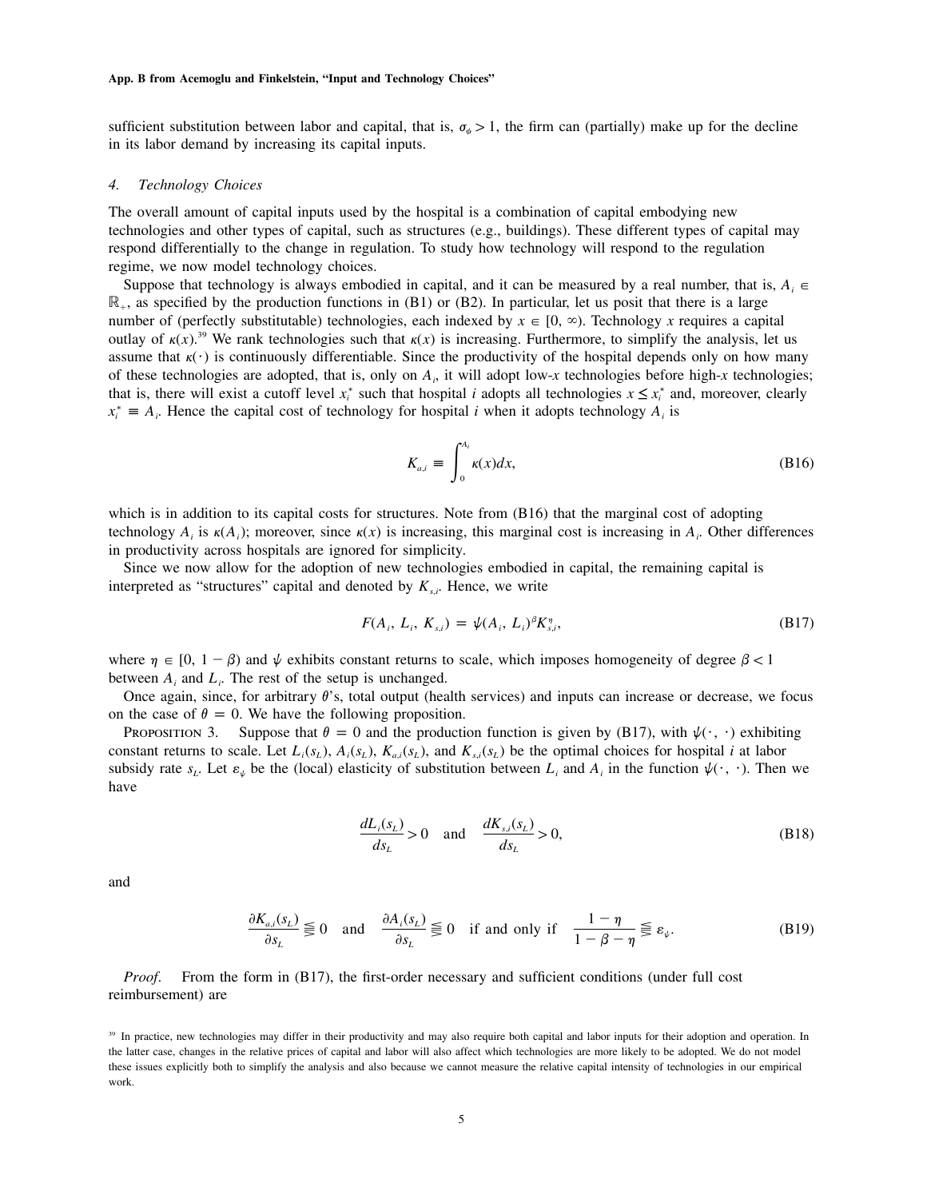sufficient substitution between labor and capital, that is, $\sigma_\phi > 1$, the firm can (partially) make up for the decline in its labor demand by increasing its capital inputs.

### 4. *Technology Choices*

The overall amount of capital inputs used by the hospital is a combination of capital embodying new technologies and other types of capital, such as structures (e.g., buildings). These different types of capital may respond differentially to the change in regulation. To study how technology will respond to the regulation regime, we now model technology choices.

Suppose that technology is always embodied in capital, and it can be measured by a real number, that is, $A_i \in \mathbb{R}_+$, as specified by the production functions in (B1) or (B2). In particular, let us posit that there is a large number of (perfectly substitutable) technologies, each indexed by $x \in [0, \infty)$. Technology $x$ requires a capital outlay of $\kappa(x)$.[39] We rank technologies such that $\kappa(x)$ is increasing. Furthermore, to simplify the analysis, let us assume that $\kappa(\cdot)$ is continuously differentiable. Since the productivity of the hospital depends only on how many of these technologies are adopted, that is, only on $A_i$, it will adopt low-$x$ technologies before high-$x$ technologies; that is, there will exist a cutoff level $x_i^*$ such that hospital $i$ adopts all technologies $x \leq x_i^*$ and, moreover, clearly $x_i^* \equiv A_i$. Hence the capital cost of technology for hospital $i$ when it adopts technology $A_i$ is

$$K_{a,i} \equiv \int_0^{A_i} \kappa(x)dx, \tag{B16}$$

which is in addition to its capital costs for structures. Note from (B16) that the marginal cost of adopting technology $A_i$ is $\kappa(A_i)$; moreover, since $\kappa(x)$ is increasing, this marginal cost is increasing in $A_i$. Other differences in productivity across hospitals are ignored for simplicity.

Since we now allow for the adoption of new technologies embodied in capital, the remaining capital is interpreted as "structures" capital and denoted by $K_{s,i}$. Hence, we write

$$F(A_i, L_i, K_{s,i}) = \psi(A_i, L_i)^\beta K_{s,i}^\eta, \tag{B17}$$

where $\eta \in [0, 1 - \beta)$ and $\psi$ exhibits constant returns to scale, which imposes homogeneity of degree $\beta < 1$ between $A_i$ and $L_i$. The rest of the setup is unchanged.

Once again, since, for arbitrary $\theta$'s, total output (health services) and inputs can increase or decrease, we focus on the case of $\theta = 0$. We have the following proposition.

Proposition 3. Suppose that $\theta = 0$ and the production function is given by (B17), with $\psi(\cdot, \cdot)$ exhibiting constant returns to scale. Let $L_i(s_L)$, $A_i(s_L)$, $K_{a,i}(s_L)$, and $K_{s,i}(s_L)$ be the optimal choices for hospital $i$ at labor subsidy rate $s_L$. Let $\varepsilon_\psi$ be the (local) elasticity of substitution between $L_i$ and $A_i$ in the function $\psi(\cdot, \cdot)$. Then we have

$$\frac{dL_i(s_L)}{ds_L} > 0 \quad \text{and} \quad \frac{dK_{s,i}(s_L)}{ds_L} > 0, \tag{B18}$$

and

$$\frac{\partial K_{a,i}(s_L)}{\partial s_L} \gtreqless 0 \quad \text{and} \quad \frac{\partial A_i(s_L)}{\partial s_L} \gtreqless 0 \quad \text{if and only if} \quad \frac{1 - \eta}{1 - \beta - \eta} \gtreqless \varepsilon_\psi. \tag{B19}$$

*Proof.* From the form in (B17), the first-order necessary and sufficient conditions (under full cost reimbursement) are

[39] In practice, new technologies may differ in their productivity and may also require both capital and labor inputs for their adoption and operation. In the latter case, changes in the relative prices of capital and labor will also affect which technologies are more likely to be adopted. We do not model these issues explicitly both to simplify the analysis and also because we cannot measure the relative capital intensity of technologies in our empirical work.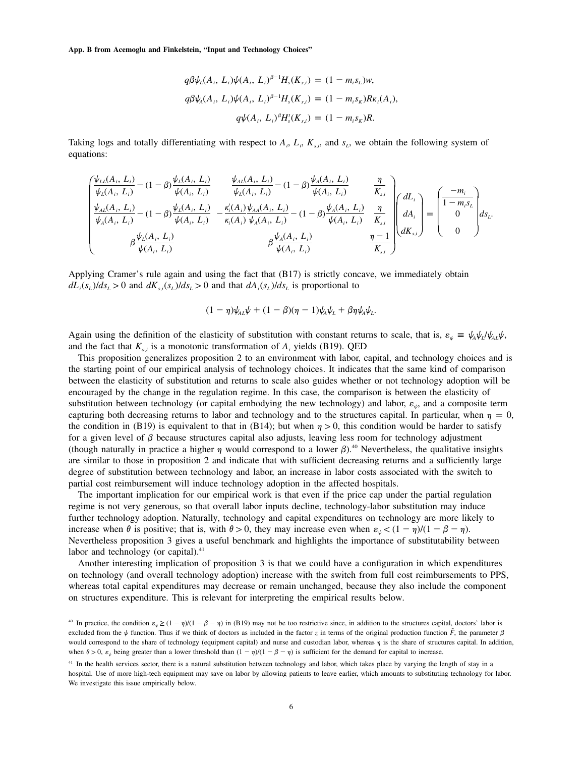$$q\beta\psi_L(A_i, L_i)\psi(A_i, L_i)^{\beta-1}H_s(K_{s,i}) = (1 - m_i s_L)w,$$

$$q\beta\psi_A(A_i, L_i)\psi(A_i, L_i)^{\beta-1}H_s(K_{s,i}) = (1 - m_i s_K)R\kappa_i(A_i),$$

$$q\psi(A_i, L_i)^{\beta}H_s'(K_{s,i}) = (1 - m_i s_K)R.$$

Taking logs and totally differentiating with respect to $A_i$, $L_i$, $K_{s,i}$, and $s_L$, we obtain the following system of equations:

$$\begin{pmatrix} \dfrac{\psi_{LL}(A_i, L_i)}{\psi_L(A_i, L_i)} - (1-\beta)\dfrac{\psi_L(A_i, L_i)}{\psi(A_i, L_i)} & \dfrac{\psi_{AL}(A_i, L_i)}{\psi_L(A_i, L_i)} - (1-\beta)\dfrac{\psi_A(A_i, L_i)}{\psi(A_i, L_i)} & \dfrac{\eta}{K_{s,i}} \\ \dfrac{\psi_{AL}(A_i, L_i)}{\psi_A(A_i, L_i)} - (1-\beta)\dfrac{\psi_L(A_i, L_i)}{\psi(A_i, L_i)} & -\dfrac{\kappa_i'(A_i)}{\kappa_i(A_i)}\dfrac{\psi_{AA}(A_i, L_i)}{\psi_A(A_i, L_i)} - (1-\beta)\dfrac{\psi_A(A_i, L_i)}{\psi(A_i, L_i)} & \dfrac{\eta}{K_{s,i}} \\ \beta\dfrac{\psi_L(A_i, L_i)}{\psi(A_i, L_i)} & \beta\dfrac{\psi_A(A_i, L_i)}{\psi(A_i, L_i)} & \dfrac{\eta - 1}{K_{s,i}} \end{pmatrix} \begin{pmatrix} dL_i \\ dA_i \\ dK_{s,i} \end{pmatrix} = \begin{pmatrix} \dfrac{-m_i}{1 - m_i s_L} \\ 0 \\ 0 \end{pmatrix} ds_L.$$

Applying Cramer's rule again and using the fact that (B17) is strictly concave, we immediately obtain $dL_i(s_L)/ds_L > 0$ and $dK_{s,i}(s_L)/ds_L > 0$ and that $dA_i(s_L)/ds_L$ is proportional to

$$(1 - \eta)\psi_{AL}\psi + (1 - \beta)(\eta - 1)\psi_A\psi_L + \beta\eta\psi_A\psi_L.$$

Again using the definition of the elasticity of substitution with constant returns to scale, that is, $\varepsilon_\psi \equiv \psi_A\psi_L/\psi_{AL}\psi$, and the fact that $K_{a,i}$ is a monotonic transformation of $A_i$ yields (B19). QED

This proposition generalizes proposition 2 to an environment with labor, capital, and technology choices and is the starting point of our empirical analysis of technology choices. It indicates that the same kind of comparison between the elasticity of substitution and returns to scale also guides whether or not technology adoption will be encouraged by the change in the regulation regime. In this case, the comparison is between the elasticity of substitution between technology (or capital embodying the new technology) and labor, $\varepsilon_\psi$, and a composite term capturing both decreasing returns to labor and technology and to the structures capital. In particular, when $\eta = 0$, the condition in (B19) is equivalent to that in (B14); but when $\eta > 0$, this condition would be harder to satisfy for a given level of $\beta$ because structures capital also adjusts, leaving less room for technology adjustment (though naturally in practice a higher $\eta$ would correspond to a lower $\beta$).[40] Nevertheless, the qualitative insights are similar to those in proposition 2 and indicate that with sufficient decreasing returns and a sufficiently large degree of substitution between technology and labor, an increase in labor costs associated with the switch to partial cost reimbursement will induce technology adoption in the affected hospitals.

The important implication for our empirical work is that even if the price cap under the partial regulation regime is not very generous, so that overall labor inputs decline, technology-labor substitution may induce further technology adoption. Naturally, technology and capital expenditures on technology are more likely to increase when $\theta$ is positive; that is, with $\theta > 0$, they may increase even when $\varepsilon_\psi < (1 - \eta)/(1 - \beta - \eta)$. Nevertheless proposition 3 gives a useful benchmark and highlights the importance of substitutability between labor and technology (or capital).[41]

Another interesting implication of proposition 3 is that we could have a configuration in which expenditures on technology (and overall technology adoption) increase with the switch from full cost reimbursements to PPS, whereas total capital expenditures may decrease or remain unchanged, because they also include the component on structures expenditure. This is relevant for interpreting the empirical results below.

[40] In practice, the condition $\varepsilon_\psi \geq (1 - \eta)/(1 - \beta - \eta)$ in (B19) may not be too restrictive since, in addition to the structures capital, doctors' labor is excluded from the $\psi$ function. Thus if we think of doctors as included in the factor $z$ in terms of the original production function $\tilde{F}$, the parameter $\beta$ would correspond to the share of technology (equipment capital) and nurse and custodian labor, whereas $\eta$ is the share of structures capital. In addition, when $\theta > 0$, $\varepsilon_\psi$ being greater than a lower threshold than $(1 - \eta)/(1 - \beta - \eta)$ is sufficient for the demand for capital to increase.

[41] In the health services sector, there is a natural substitution between technology and labor, which takes place by varying the length of stay in a hospital. Use of more high-tech equipment may save on labor by allowing patients to leave earlier, which amounts to substituting technology for labor. We investigate this issue empirically below.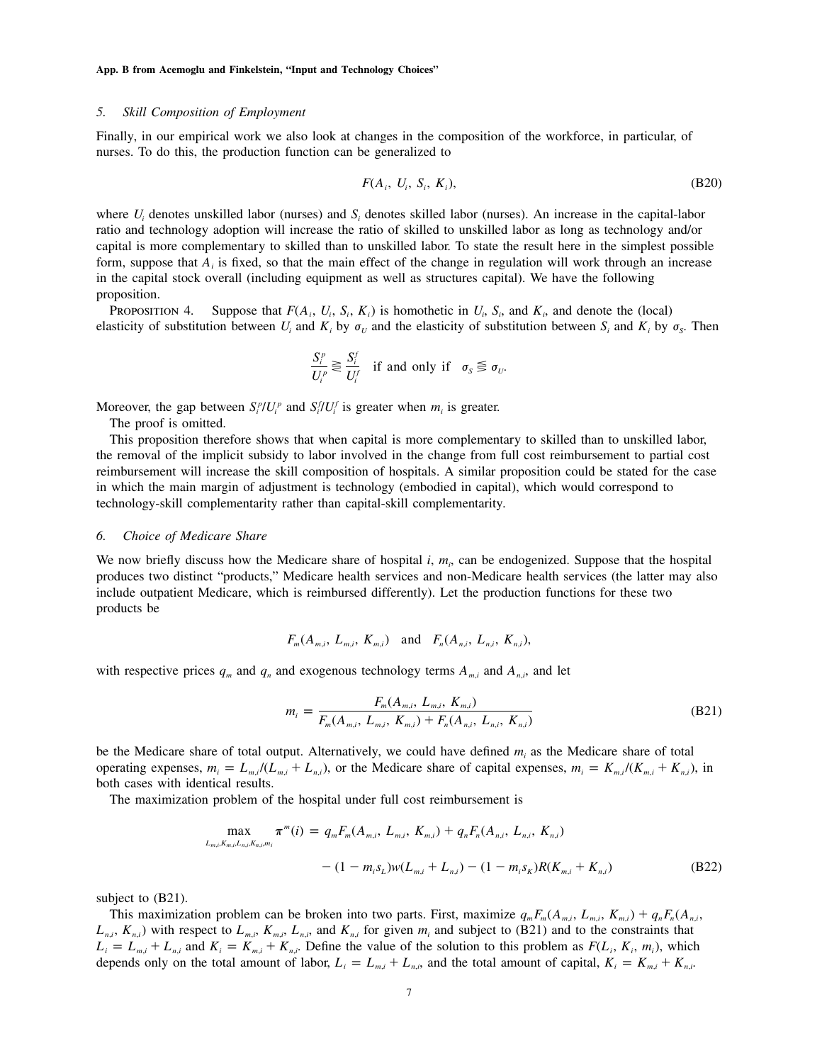### 5. *Skill Composition of Employment*

Finally, in our empirical work we also look at changes in the composition of the workforce, in particular, of nurses. To do this, the production function can be generalized to

$$F(A_i,\ U_i,\ S_i,\ K_i), \tag{B20}$$

where $U_i$ denotes unskilled labor (nurses) and $S_i$ denotes skilled labor (nurses). An increase in the capital-labor ratio and technology adoption will increase the ratio of skilled to unskilled labor as long as technology and/or capital is more complementary to skilled than to unskilled labor. To state the result here in the simplest possible form, suppose that $A_i$ is fixed, so that the main effect of the change in regulation will work through an increase in the capital stock overall (including equipment as well as structures capital). We have the following proposition.

PROPOSITION 4. Suppose that $F(A_i,\ U_i,\ S_i,\ K_i)$ is homothetic in $U_i$, $S_i$, and $K_i$, and denote the (local) elasticity of substitution between $U_i$ and $K_i$ by $\sigma_U$ and the elasticity of substitution between $S_i$ and $K_i$ by $\sigma_S$. Then

$$\frac{S_i^p}{U_i^p} \gtreqless \frac{S_i^f}{U_i^f} \quad \text{if and only if} \quad \sigma_S \lesseqgtr \sigma_U.$$

Moreover, the gap between $S_i^p/U_i^p$ and $S_i^f/U_i^f$ is greater when $m_i$ is greater.

The proof is omitted.

This proposition therefore shows that when capital is more complementary to skilled than to unskilled labor, the removal of the implicit subsidy to labor involved in the change from full cost reimbursement to partial cost reimbursement will increase the skill composition of hospitals. A similar proposition could be stated for the case in which the main margin of adjustment is technology (embodied in capital), which would correspond to technology-skill complementarity rather than capital-skill complementarity.

### 6. *Choice of Medicare Share*

We now briefly discuss how the Medicare share of hospital $i$, $m_i$, can be endogenized. Suppose that the hospital produces two distinct "products," Medicare health services and non-Medicare health services (the latter may also include outpatient Medicare, which is reimbursed differently). Let the production functions for these two products be

$$F_m(A_{m,i},\ L_{m,i},\ K_{m,i}) \quad \text{and} \quad F_n(A_{n,i},\ L_{n,i},\ K_{n,i}),$$

with respective prices $q_m$ and $q_n$ and exogenous technology terms $A_{m,i}$ and $A_{n,i}$, and let

$$m_i = \frac{F_m(A_{m,i},\ L_{m,i},\ K_{m,i})}{F_m(A_{m,i},\ L_{m,i},\ K_{m,i}) + F_n(A_{n,i},\ L_{n,i},\ K_{n,i})} \tag{B21}$$

be the Medicare share of total output. Alternatively, we could have defined $m_i$ as the Medicare share of total operating expenses, $m_i = L_{m,i}/(L_{m,i} + L_{n,i})$, or the Medicare share of capital expenses, $m_i = K_{m,i}/(K_{m,i} + K_{n,i})$, in both cases with identical results.

The maximization problem of the hospital under full cost reimbursement is

$$\begin{aligned}\max_{L_{m,i},K_{m,i},L_{n,i},K_{n,i},m_i} \quad \pi^m(i) = {} & q_m F_m(A_{m,i},\ L_{m,i},\ K_{m,i}) + q_n F_n(A_{n,i},\ L_{n,i},\ K_{n,i}) \\ & - (1 - m_i s_L) w (L_{m,i} + L_{n,i}) - (1 - m_i s_K) R (K_{m,i} + K_{n,i})\end{aligned} \tag{B22}$$

subject to (B21).

This maximization problem can be broken into two parts. First, maximize $q_m F_m(A_{m,i},\ L_{m,i},\ K_{m,i}) + q_n F_n(A_{n,i},\ L_{n,i},\ K_{n,i})$ with respect to $L_{m,i}$, $K_{m,i}$, $L_{n,i}$, and $K_{n,i}$ for given $m_i$ and subject to (B21) and to the constraints that $L_i = L_{m,i} + L_{n,i}$ and $K_i = K_{m,i} + K_{n,i}$. Define the value of the solution to this problem as $F(L_i,\ K_i,\ m_i)$, which depends only on the total amount of labor, $L_i = L_{m,i} + L_{n,i}$, and the total amount of capital, $K_i = K_{m,i} + K_{n,i}$.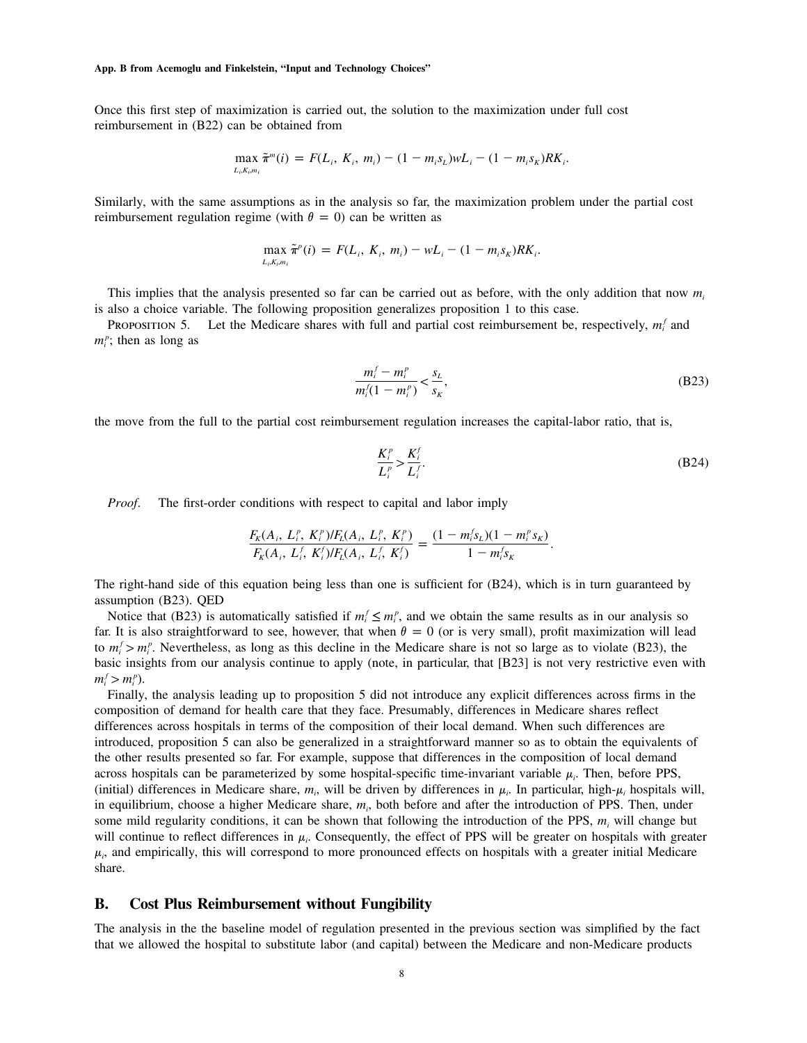Once this first step of maximization is carried out, the solution to the maximization under full cost reimbursement in (B22) can be obtained from

$$\max_{L_i, K_i, m_i} \tilde{\pi}^m(i) = F(L_i, K_i, m_i) - (1 - m_i s_L)wL_i - (1 - m_i s_K)RK_i.$$

Similarly, with the same assumptions as in the analysis so far, the maximization problem under the partial cost reimbursement regulation regime (with $\theta = 0$) can be written as

$$\max_{L_i, K_i, m_i} \tilde{\pi}^p(i) = F(L_i, K_i, m_i) - wL_i - (1 - m_i s_K)RK_i.$$

This implies that the analysis presented so far can be carried out as before, with the only addition that now $m_i$ is also a choice variable. The following proposition generalizes proposition 1 to this case.

Proposition 5. Let the Medicare shares with full and partial cost reimbursement be, respectively, $m_i^f$ and $m_i^p$; then as long as

$$\frac{m_i^f - m_i^p}{m_i^f(1 - m_i^p)} < \frac{s_L}{s_K}, \tag{B23}$$

the move from the full to the partial cost reimbursement regulation increases the capital-labor ratio, that is,

$$\frac{K_i^p}{L_i^p} > \frac{K_i^f}{L_i^f}. \tag{B24}$$

*Proof.* The first-order conditions with respect to capital and labor imply

$$\frac{F_K(A_i, L_i^p, K_i^p)/F_L(A_i, L_i^p, K_i^p)}{F_K(A_i, L_i^f, K_i^f)/F_L(A_i, L_i^f, K_i^f)} = \frac{(1 - m_i^f s_L)(1 - m_i^p s_K)}{1 - m_i^f s_K}.$$

The right-hand side of this equation being less than one is sufficient for (B24), which is in turn guaranteed by assumption (B23). QED

Notice that (B23) is automatically satisfied if $m_i^f \leq m_i^p$, and we obtain the same results as in our analysis so far. It is also straightforward to see, however, that when $\theta = 0$ (or is very small), profit maximization will lead to $m_i^f > m_i^p$. Nevertheless, as long as this decline in the Medicare share is not so large as to violate (B23), the basic insights from our analysis continue to apply (note, in particular, that [B23] is not very restrictive even with $m_i^f > m_i^p$).

Finally, the analysis leading up to proposition 5 did not introduce any explicit differences across firms in the composition of demand for health care that they face. Presumably, differences in Medicare shares reflect differences across hospitals in terms of the composition of their local demand. When such differences are introduced, proposition 5 can also be generalized in a straightforward manner so as to obtain the equivalents of the other results presented so far. For example, suppose that differences in the composition of local demand across hospitals can be parameterized by some hospital-specific time-invariant variable $\mu_i$. Then, before PPS, (initial) differences in Medicare share, $m_i$, will be driven by differences in $\mu_i$. In particular, high-$\mu_i$ hospitals will, in equilibrium, choose a higher Medicare share, $m_i$, both before and after the introduction of PPS. Then, under some mild regularity conditions, it can be shown that following the introduction of the PPS, $m_i$ will change but will continue to reflect differences in $\mu_i$. Consequently, the effect of PPS will be greater on hospitals with greater $\mu_i$, and empirically, this will correspond to more pronounced effects on hospitals with a greater initial Medicare share.

## B. Cost Plus Reimbursement without Fungibility

The analysis in the the baseline model of regulation presented in the previous section was simplified by the fact that we allowed the hospital to substitute labor (and capital) between the Medicare and non-Medicare products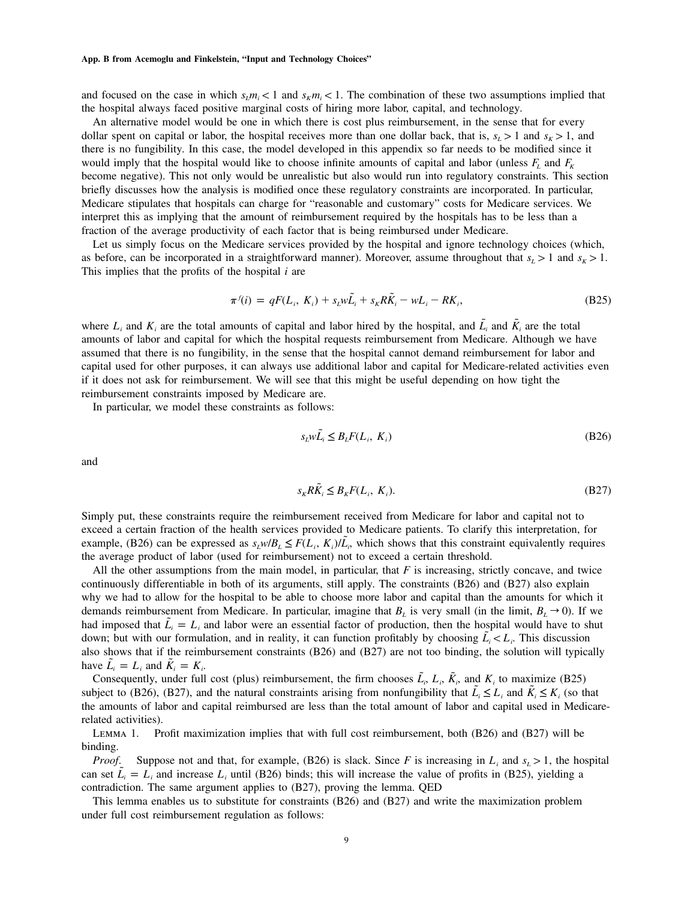and focused on the case in which $s_L m_i < 1$ and $s_K m_i < 1$. The combination of these two assumptions implied that the hospital always faced positive marginal costs of hiring more labor, capital, and technology.

An alternative model would be one in which there is cost plus reimbursement, in the sense that for every dollar spent on capital or labor, the hospital receives more than one dollar back, that is, $s_L > 1$ and $s_K > 1$, and there is no fungibility. In this case, the model developed in this appendix so far needs to be modified since it would imply that the hospital would like to choose infinite amounts of capital and labor (unless $F_L$ and $F_K$ become negative). This not only would be unrealistic but also would run into regulatory constraints. This section briefly discusses how the analysis is modified once these regulatory constraints are incorporated. In particular, Medicare stipulates that hospitals can charge for "reasonable and customary" costs for Medicare services. We interpret this as implying that the amount of reimbursement required by the hospitals has to be less than a fraction of the average productivity of each factor that is being reimbursed under Medicare.

Let us simply focus on the Medicare services provided by the hospital and ignore technology choices (which, as before, can be incorporated in a straightforward manner). Moreover, assume throughout that $s_L > 1$ and $s_K > 1$. This implies that the profits of the hospital $i$ are

$$\pi^f(i) = qF(L_i, K_i) + s_L w\tilde{L}_i + s_K R\tilde{K}_i - wL_i - RK_i, \tag{B25}$$

where $L_i$ and $K_i$ are the total amounts of capital and labor hired by the hospital, and $\tilde{L}_i$ and $\tilde{K}_i$ are the total amounts of labor and capital for which the hospital requests reimbursement from Medicare. Although we have assumed that there is no fungibility, in the sense that the hospital cannot demand reimbursement for labor and capital used for other purposes, it can always use additional labor and capital for Medicare-related activities even if it does not ask for reimbursement. We will see that this might be useful depending on how tight the reimbursement constraints imposed by Medicare are.

In particular, we model these constraints as follows:

$$s_L w\tilde{L}_i \leq B_L F(L_i, K_i) \tag{B26}$$

and

$$s_K R\tilde{K}_i \leq B_K F(L_i, K_i). \tag{B27}$$

Simply put, these constraints require the reimbursement received from Medicare for labor and capital not to exceed a certain fraction of the health services provided to Medicare patients. To clarify this interpretation, for example, (B26) can be expressed as $s_L w/B_L \leq F(L_i, K_i)/\tilde{L}_i$, which shows that this constraint equivalently requires the average product of labor (used for reimbursement) not to exceed a certain threshold.

All the other assumptions from the main model, in particular, that $F$ is increasing, strictly concave, and twice continuously differentiable in both of its arguments, still apply. The constraints (B26) and (B27) also explain why we had to allow for the hospital to be able to choose more labor and capital than the amounts for which it demands reimbursement from Medicare. In particular, imagine that $B_L$ is very small (in the limit, $B_L \to 0$). If we had imposed that $\tilde{L}_i = L_i$ and labor were an essential factor of production, then the hospital would have to shut down; but with our formulation, and in reality, it can function profitably by choosing $\tilde{L}_i < L_i$. This discussion also shows that if the reimbursement constraints (B26) and (B27) are not too binding, the solution will typically have $\tilde{L}_i = L_i$ and $\tilde{K}_i = K_i$.

Consequently, under full cost (plus) reimbursement, the firm chooses $\tilde{L}_i$, $L_i$, $\tilde{K}_i$, and $K_i$ to maximize (B25) subject to (B26), (B27), and the natural constraints arising from nonfungibility that $\tilde{L}_i \leq L_i$ and $\tilde{K}_i \leq K_i$ (so that the amounts of labor and capital reimbursed are less than the total amount of labor and capital used in Medicare-related activities).

LEMMA 1. Profit maximization implies that with full cost reimbursement, both (B26) and (B27) will be binding.

*Proof.* Suppose not and that, for example, (B26) is slack. Since $F$ is increasing in $L_i$ and $s_L > 1$, the hospital can set $\tilde{L}_i = L_i$ and increase $L_i$ until (B26) binds; this will increase the value of profits in (B25), yielding a contradiction. The same argument applies to (B27), proving the lemma. QED

This lemma enables us to substitute for constraints (B26) and (B27) and write the maximization problem under full cost reimbursement regulation as follows: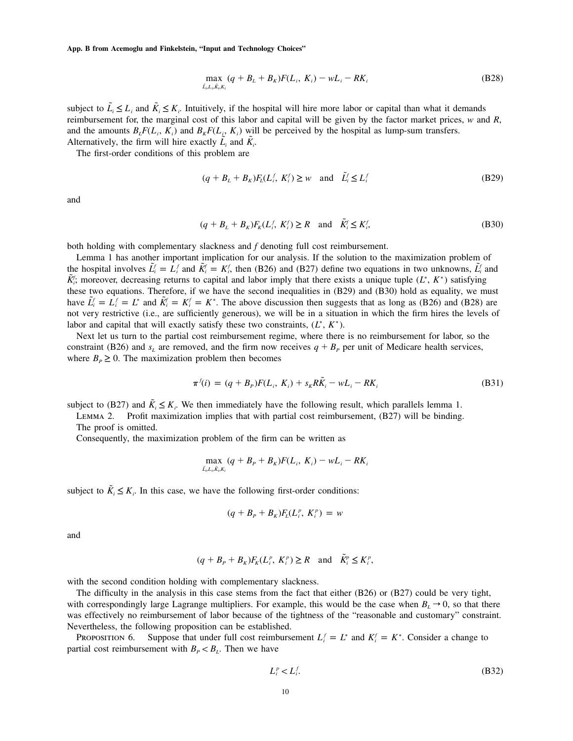$$\max_{\tilde{L}_i, L_i, \tilde{K}_i, K_i} \; (q + B_L + B_K)F(L_i,\, K_i) - wL_i - RK_i \tag{B28}$$

subject to $\tilde{L}_i \leq L_i$ and $\tilde{K}_i \leq K_i$. Intuitively, if the hospital will hire more labor or capital than what it demands reimbursement for, the marginal cost of this labor and capital will be given by the factor market prices, $w$ and $R$, and the amounts $B_L F(L_i,\, K_i)$ and $B_K F(L_i,\, K_i)$ will be perceived by the hospital as lump-sum transfers. Alternatively, the firm will hire exactly $\tilde{L}_i$ and $\tilde{K}_i$.

The first-order conditions of this problem are

$$(q + B_L + B_K)F_L(L_i^f,\, K_i^f) \geq w \quad \text{and} \quad \tilde{L}_i^f \leq L_i^f \tag{B29}$$

and

$$(q + B_L + B_K)F_K(L_i^f,\, K_i^f) \geq R \quad \text{and} \quad \tilde{K}_i^f \leq K_i^f, \tag{B30}$$

both holding with complementary slackness and $f$ denoting full cost reimbursement.

Lemma 1 has another important implication for our analysis. If the solution to the maximization problem of the hospital involves $\tilde{L}_i^f = L_i^f$ and $\tilde{K}_i^f = K_i^f$, then (B26) and (B27) define two equations in two unknowns, $\tilde{L}_i^f$ and $\tilde{K}_i^f$; moreover, decreasing returns to capital and labor imply that there exists a unique tuple $(L^*,\, K^*)$ satisfying these two equations. Therefore, if we have the second inequalities in (B29) and (B30) hold as equality, we must have $\tilde{L}_i^f = L_i^f = L^*$ and $\tilde{K}_i^f = K_i^f = K^*$. The above discussion then suggests that as long as (B26) and (B28) are not very restrictive (i.e., are sufficiently generous), we will be in a situation in which the firm hires the levels of labor and capital that will exactly satisfy these two constraints, $(L^*,\, K^*)$.

Next let us turn to the partial cost reimbursement regime, where there is no reimbursement for labor, so the constraint (B26) and $s_L$ are removed, and the firm now receives $q + B_P$ per unit of Medicare health services, where $B_P \geq 0$. The maximization problem then becomes

$$\pi^f(i) = (q + B_P)F(L_i,\, K_i) + s_K R\tilde{K}_i - wL_i - RK_i \tag{B31}$$

subject to (B27) and $\tilde{K}_i \leq K_i$. We then immediately have the following result, which parallels lemma 1.

Lemma 2. Profit maximization implies that with partial cost reimbursement, (B27) will be binding.

The proof is omitted.

Consequently, the maximization problem of the firm can be written as

$$\max_{\tilde{L}_i, L_i, \tilde{K}_i, K_i} \; (q + B_P + B_K)F(L_i,\, K_i) - wL_i - RK_i$$

subject to $\tilde{K}_i \leq K_i$. In this case, we have the following first-order conditions:

$$(q + B_P + B_K)F_L(L_i^p,\, K_i^p) = w$$

and

$$(q + B_P + B_K)F_K(L_i^p,\, K_i^p) \geq R \quad \text{and} \quad \tilde{K}_i^p \leq K_i^p,$$

with the second condition holding with complementary slackness.

The difficulty in the analysis in this case stems from the fact that either (B26) or (B27) could be very tight, with correspondingly large Lagrange multipliers. For example, this would be the case when $B_L \to 0$, so that there was effectively no reimbursement of labor because of the tightness of the "reasonable and customary" constraint. Nevertheless, the following proposition can be established.

Proposition 6. Suppose that under full cost reimbursement $L_i^f = L^*$ and $K_i^f = K^*$. Consider a change to partial cost reimbursement with $B_P < B_L$. Then we have

$$L_i^p < L_i^f. \tag{B32}$$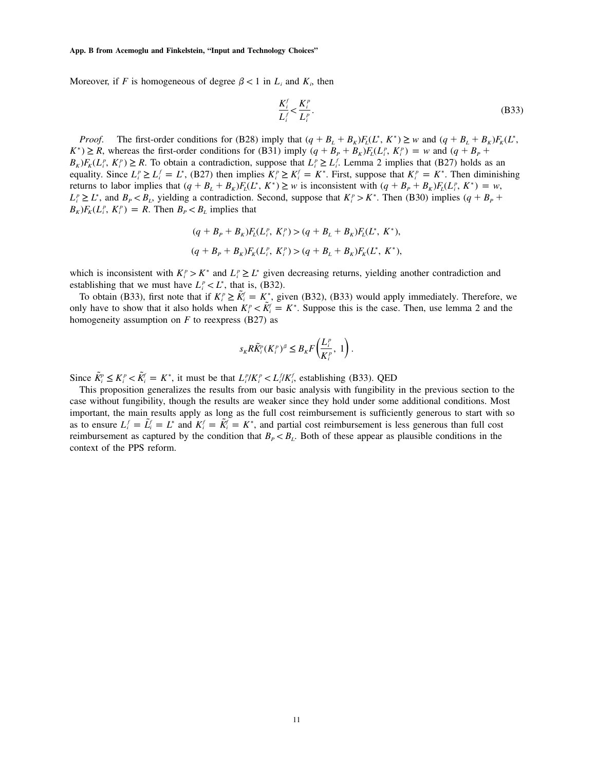Moreover, if $F$ is homogeneous of degree $\beta < 1$ in $L_i$ and $K_i$, then

$$\frac{K_i^f}{L_i^f} < \frac{K_i^p}{L_i^p}. \tag{B33}$$

*Proof.* The first-order conditions for (B28) imply that $(q + B_L + B_K)F_L(L^*, K^*) \geq w$ and $(q + B_L + B_K)F_K(L^*, K^*) \geq R$, whereas the first-order conditions for (B31) imply $(q + B_P + B_K)F_L(L_i^p, K_i^p) = w$ and $(q + B_P + B_K)F_K(L_i^p, K_i^p) \geq R$. To obtain a contradiction, suppose that $L_i^p \geq L_i^f$. Lemma 2 implies that (B27) holds as an equality. Since $L_i^p \geq L_i^f = L^*$, (B27) then implies $K_i^p \geq K_i^f = K^*$. First, suppose that $K_i^p = K^*$. Then diminishing returns to labor implies that $(q + B_L + B_K)F_L(L^*, K^*) \geq w$ is inconsistent with $(q + B_P + B_K)F_L(L_i^p, K^*) = w$, $L_i^p \geq L^*$, and $B_P < B_L$, yielding a contradiction. Second, suppose that $K_i^p > K^*$. Then (B30) implies $(q + B_P + B_K)F_K(L_i^p, K_i^p) = R$. Then $B_P < B_L$ implies that

$$(q + B_P + B_K)F_L(L_i^p, K_i^p) > (q + B_L + B_K)F_L(L^*, K^*),$$

$$(q + B_P + B_K)F_K(L_i^p, K_i^p) > (q + B_L + B_K)F_K(L^*, K^*),$$

which is inconsistent with $K_i^p > K^*$ and $L_i^p \geq L^*$ given decreasing returns, yielding another contradiction and establishing that we must have $L_i^p < L^*$, that is, (B32).

To obtain (B33), first note that if $K_i^p \geq \tilde{K}_i^f = K^*$, given (B32), (B33) would apply immediately. Therefore, we only have to show that it also holds when $K_i^p < \tilde{K}_i^f = K^*$. Suppose this is the case. Then, use lemma 2 and the homogeneity assumption on $F$ to reexpress (B27) as

$$s_K R \tilde{K}_i^p (K_i^p)^{\beta} \leq B_K F\left(\frac{L_i^p}{K_i^p}, 1\right).$$

Since $\tilde{K}_i^p \leq K_i^p < \tilde{K}_i^f = K^*$, it must be that $L_i^p/K_i^p < L_i^f/K_i^f$, establishing (B33). QED

This proposition generalizes the results from our basic analysis with fungibility in the previous section to the case without fungibility, though the results are weaker since they hold under some additional conditions. Most important, the main results apply as long as the full cost reimbursement is sufficiently generous to start with so as to ensure $L_i^f = \tilde{L}_i^f = L^*$ and $K_i^f = \tilde{K}_i^f = K^*$, and partial cost reimbursement is less generous than full cost reimbursement as captured by the condition that $B_P < B_L$. Both of these appear as plausible conditions in the context of the PPS reform.